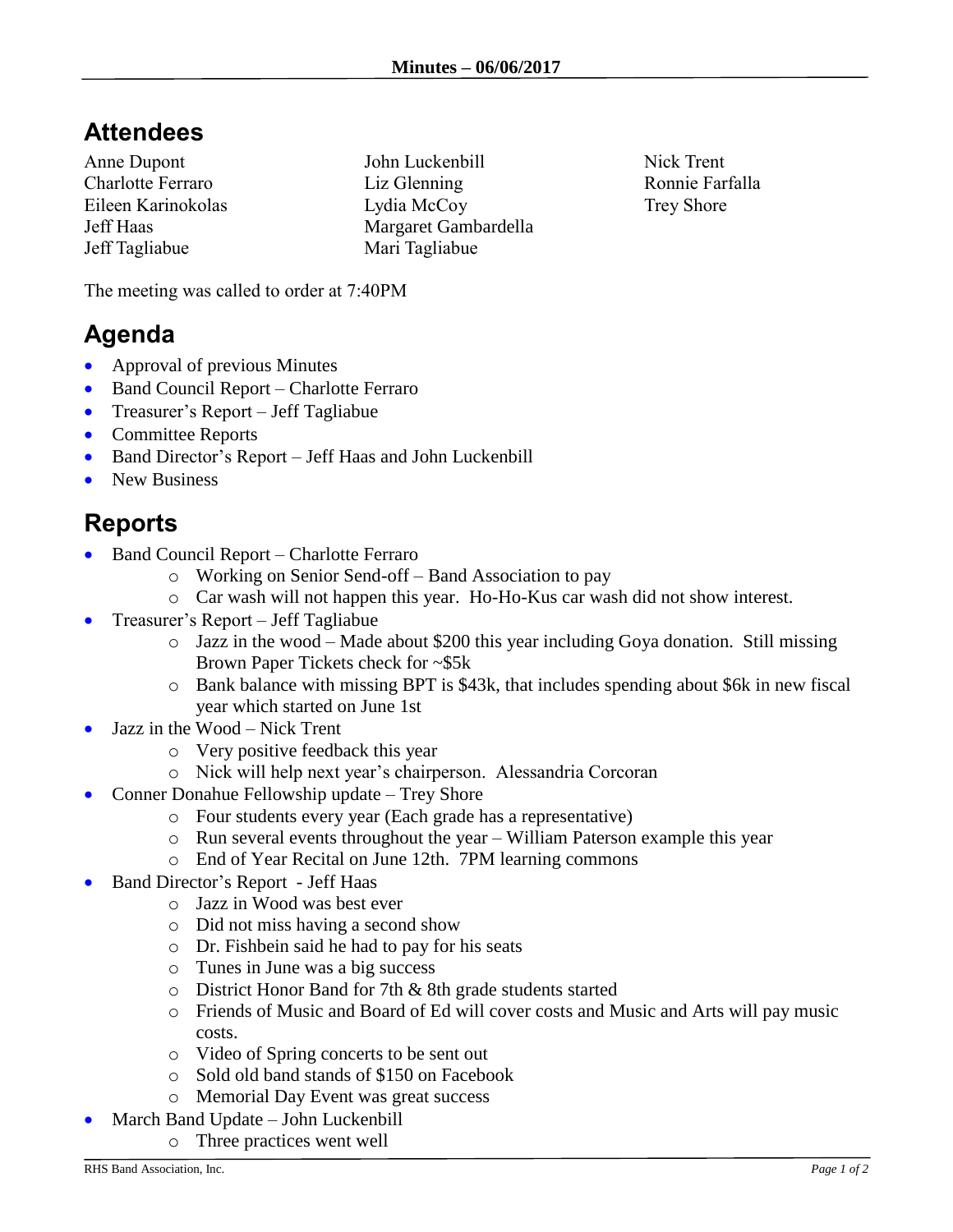**Minutes – 06/06/2017**

# Attendees

Anne Dupont
Charlotte Ferraro
Eileen Karinokolas
Jeff Haas
Jeff Tagliabue
John Luckenbill
Liz Glenning
Lydia McCoy
Margaret Gambardella
Mari Tagliabue
Nick Trent
Ronnie Farfalla
Trey Shore

The meeting was called to order at 7:40PM

# Agenda

- Approval of previous Minutes
- Band Council Report – Charlotte Ferraro
- Treasurer's Report – Jeff Tagliabue
- Committee Reports
- Band Director's Report – Jeff Haas and John Luckenbill
- New Business

# Reports

- Band Council Report – Charlotte Ferraro
  - Working on Senior Send-off – Band Association to pay
  - Car wash will not happen this year. Ho-Ho-Kus car wash did not show interest.
- Treasurer's Report – Jeff Tagliabue
  - Jazz in the wood – Made about $200 this year including Goya donation. Still missing Brown Paper Tickets check for ~$5k
  - Bank balance with missing BPT is $43k, that includes spending about $6k in new fiscal year which started on June 1st
- Jazz in the Wood – Nick Trent
  - Very positive feedback this year
  - Nick will help next year's chairperson. Alessandria Corcoran
- Conner Donahue Fellowship update – Trey Shore
  - Four students every year (Each grade has a representative)
  - Run several events throughout the year – William Paterson example this year
  - End of Year Recital on June 12th. 7PM learning commons
- Band Director's Report - Jeff Haas
  - Jazz in Wood was best ever
  - Did not miss having a second show
  - Dr. Fishbein said he had to pay for his seats
  - Tunes in June was a big success
  - District Honor Band for 7th & 8th grade students started
  - Friends of Music and Board of Ed will cover costs and Music and Arts will pay music costs.
  - Video of Spring concerts to be sent out
  - Sold old band stands of $150 on Facebook
  - Memorial Day Event was great success
- March Band Update – John Luckenbill
  - Three practices went well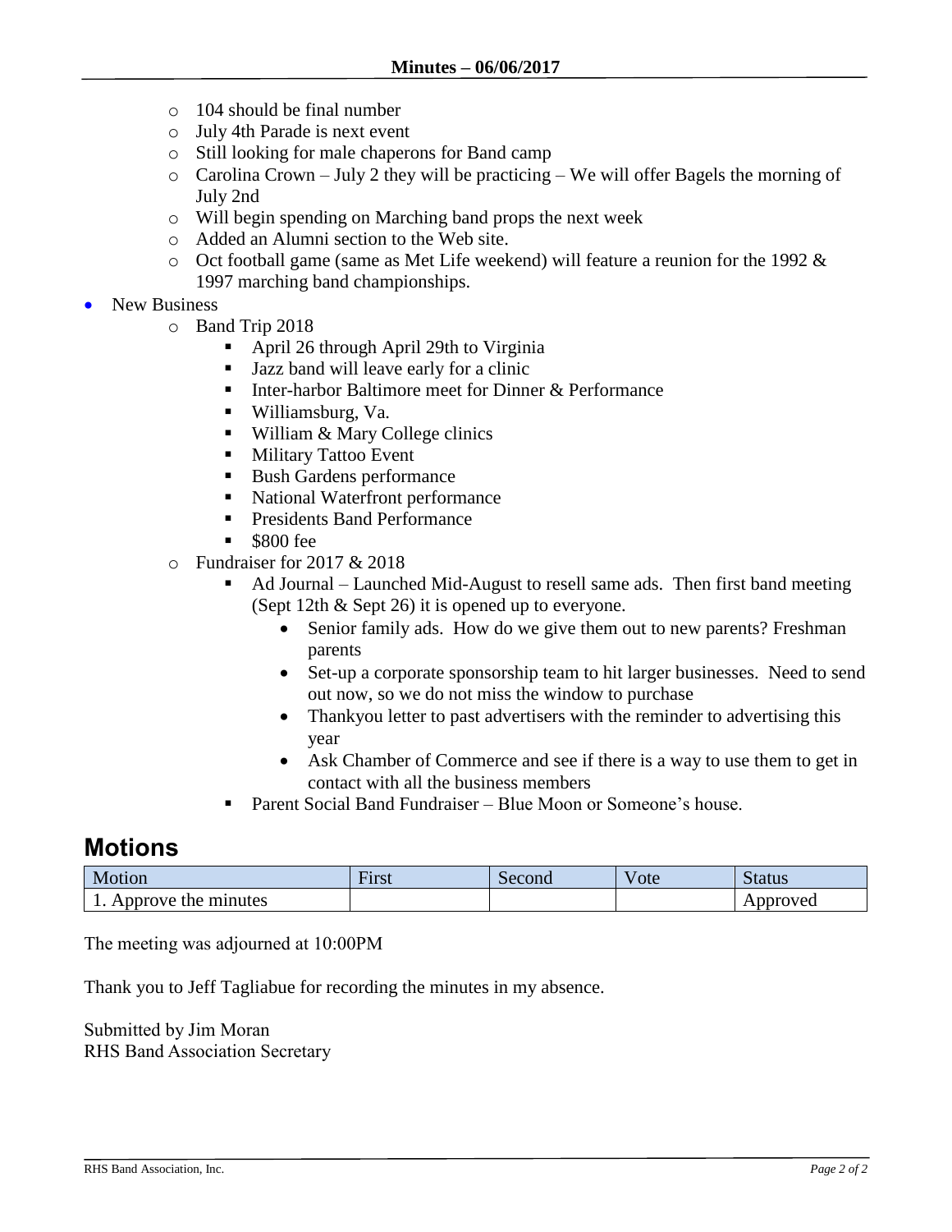- 104 should be final number
  - July 4th Parade is next event
  - Still looking for male chaperons for Band camp
  - Carolina Crown – July 2 they will be practicing – We will offer Bagels the morning of July 2nd
  - Will begin spending on Marching band props the next week
  - Added an Alumni section to the Web site.
  - Oct football game (same as Met Life weekend) will feature a reunion for the 1992 & 1997 marching band championships.
- New Business
  - Band Trip 2018
    - April 26 through April 29th to Virginia
    - Jazz band will leave early for a clinic
    - Inter-harbor Baltimore meet for Dinner & Performance
    - Williamsburg, Va.
    - William & Mary College clinics
    - Military Tattoo Event
    - Bush Gardens performance
    - National Waterfront performance
    - Presidents Band Performance
    - $800 fee
  - Fundraiser for 2017 & 2018
    - Ad Journal – Launched Mid-August to resell same ads. Then first band meeting (Sept 12th & Sept 26) it is opened up to everyone.
      - Senior family ads. How do we give them out to new parents? Freshman parents
      - Set-up a corporate sponsorship team to hit larger businesses. Need to send out now, so we do not miss the window to purchase
      - Thankyou letter to past advertisers with the reminder to advertising this year
      - Ask Chamber of Commerce and see if there is a way to use them to get in contact with all the business members
    - Parent Social Band Fundraiser – Blue Moon or Someone's house.

## Motions

| Motion | First | Second | Vote | Status |
|---|---|---|---|---|
| 1. Approve the minutes | | | | Approved |

The meeting was adjourned at 10:00PM

Thank you to Jeff Tagliabue for recording the minutes in my absence.

Submitted by Jim Moran
RHS Band Association Secretary